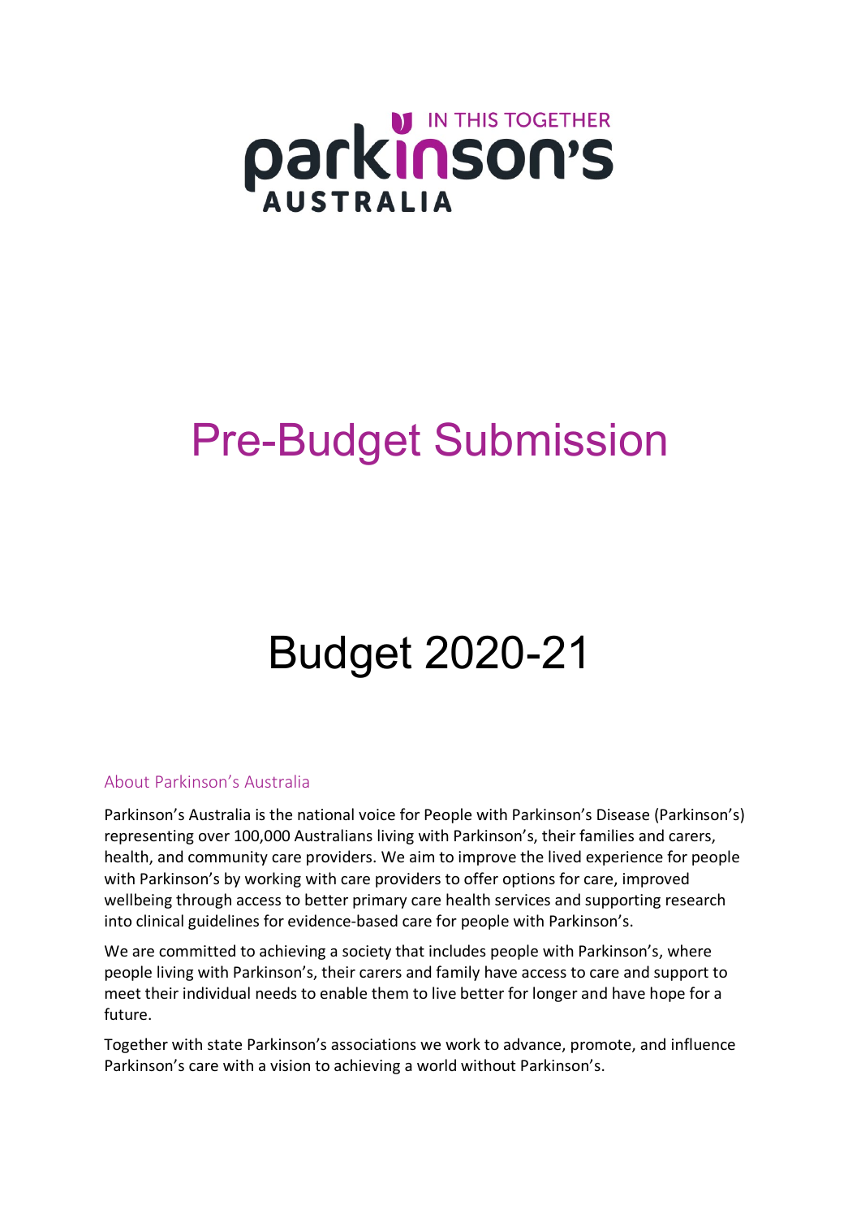IN THIS TOGETHER

parkinson's

AUSTRALIA

# Pre-Budget Submission

# Budget 2020-21

## About Parkinson's Australia

Parkinson's Australia is the national voice for People with Parkinson's Disease (Parkinson's) representing over 100,000 Australians living with Parkinson's, their families and carers, health, and community care providers. We aim to improve the lived experience for people with Parkinson's by working with care providers to offer options for care, improved wellbeing through access to better primary care health services and supporting research into clinical guidelines for evidence-based care for people with Parkinson's.

We are committed to achieving a society that includes people with Parkinson's, where people living with Parkinson's, their carers and family have access to care and support to meet their individual needs to enable them to live better for longer and have hope for a future.

Together with state Parkinson's associations we work to advance, promote, and influence Parkinson's care with a vision to achieving a world without Parkinson's.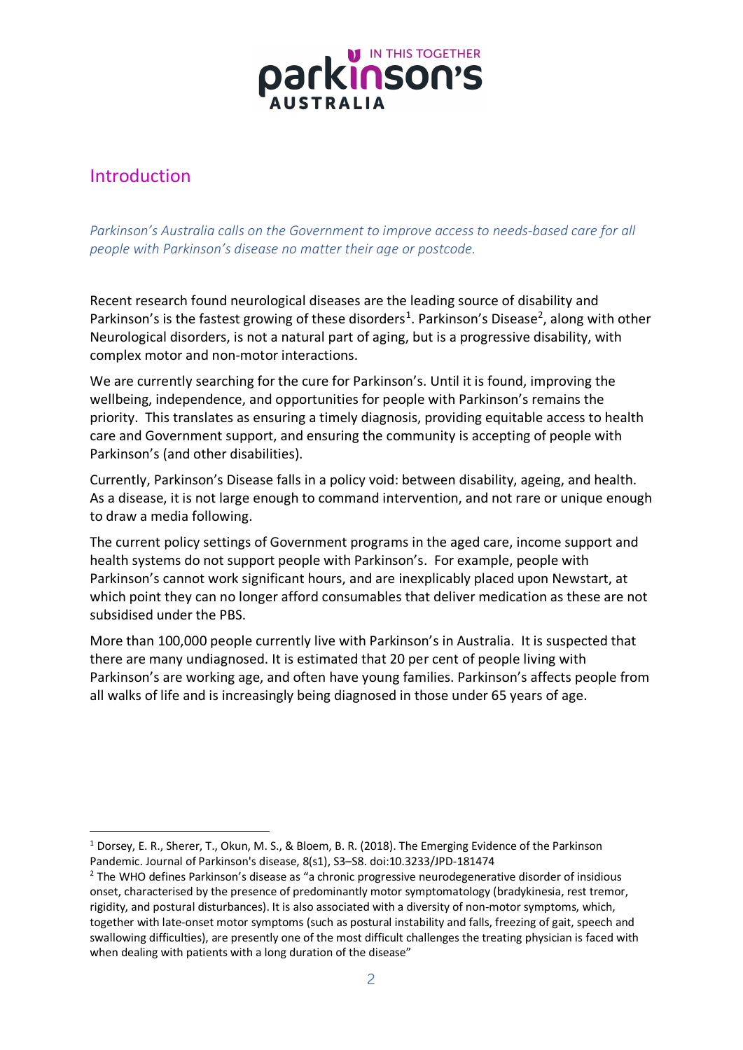## Introduction

*Parkinson's Australia calls on the Government to improve access to needs-based care for all people with Parkinson's disease no matter their age or postcode.*

Recent research found neurological diseases are the leading source of disability and Parkinson's is the fastest growing of these disorders[1]. Parkinson's Disease[2], along with other Neurological disorders, is not a natural part of aging, but is a progressive disability, with complex motor and non-motor interactions.

We are currently searching for the cure for Parkinson's. Until it is found, improving the wellbeing, independence, and opportunities for people with Parkinson's remains the priority. This translates as ensuring a timely diagnosis, providing equitable access to health care and Government support, and ensuring the community is accepting of people with Parkinson's (and other disabilities).

Currently, Parkinson's Disease falls in a policy void: between disability, ageing, and health. As a disease, it is not large enough to command intervention, and not rare or unique enough to draw a media following.

The current policy settings of Government programs in the aged care, income support and health systems do not support people with Parkinson's. For example, people with Parkinson's cannot work significant hours, and are inexplicably placed upon Newstart, at which point they can no longer afford consumables that deliver medication as these are not subsidised under the PBS.

More than 100,000 people currently live with Parkinson's in Australia. It is suspected that there are many undiagnosed. It is estimated that 20 per cent of people living with Parkinson's are working age, and often have young families. Parkinson's affects people from all walks of life and is increasingly being diagnosed in those under 65 years of age.

---

[1] Dorsey, E. R., Sherer, T., Okun, M. S., & Bloem, B. R. (2018). The Emerging Evidence of the Parkinson Pandemic. Journal of Parkinson's disease, 8(s1), S3–S8. doi:10.3233/JPD-181474

[2] The WHO defines Parkinson's disease as "a chronic progressive neurodegenerative disorder of insidious onset, characterised by the presence of predominantly motor symptomatology (bradykinesia, rest tremor, rigidity, and postural disturbances). It is also associated with a diversity of non-motor symptoms, which, together with late-onset motor symptoms (such as postural instability and falls, freezing of gait, speech and swallowing difficulties), are presently one of the most difficult challenges the treating physician is faced with when dealing with patients with a long duration of the disease"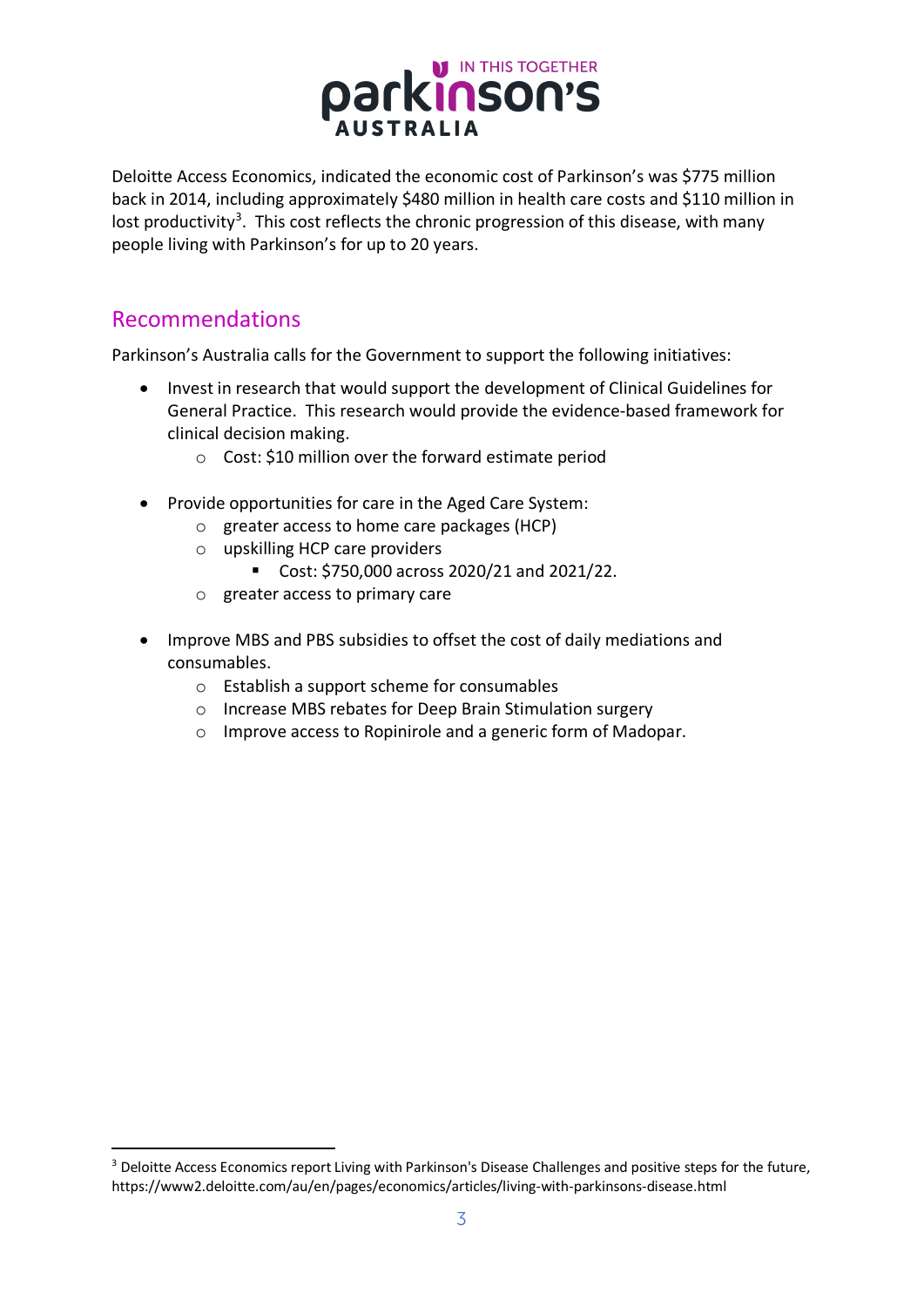Deloitte Access Economics, indicated the economic cost of Parkinson's was $775 million back in 2014, including approximately $480 million in health care costs and $110 million in lost productivity[3]. This cost reflects the chronic progression of this disease, with many people living with Parkinson's for up to 20 years.

## Recommendations

Parkinson's Australia calls for the Government to support the following initiatives:

- Invest in research that would support the development of Clinical Guidelines for General Practice. This research would provide the evidence-based framework for clinical decision making.
  - Cost: $10 million over the forward estimate period

- Provide opportunities for care in the Aged Care System:
  - greater access to home care packages (HCP)
  - upskilling HCP care providers
    - Cost: $750,000 across 2020/21 and 2021/22.
  - greater access to primary care

- Improve MBS and PBS subsidies to offset the cost of daily mediations and consumables.
  - Establish a support scheme for consumables
  - Increase MBS rebates for Deep Brain Stimulation surgery
  - Improve access to Ropinirole and a generic form of Madopar.

---

[3] Deloitte Access Economics report Living with Parkinson's Disease Challenges and positive steps for the future, https://www2.deloitte.com/au/en/pages/economics/articles/living-with-parkinsons-disease.html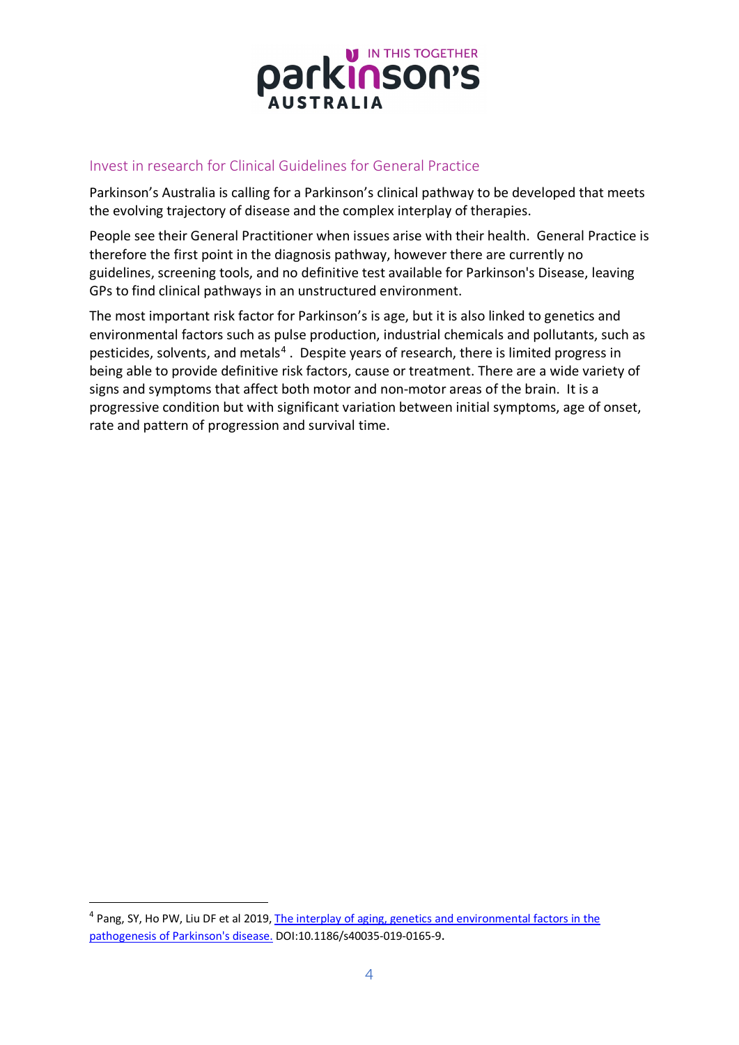## Invest in research for Clinical Guidelines for General Practice

Parkinson's Australia is calling for a Parkinson's clinical pathway to be developed that meets the evolving trajectory of disease and the complex interplay of therapies.

People see their General Practitioner when issues arise with their health. General Practice is therefore the first point in the diagnosis pathway, however there are currently no guidelines, screening tools, and no definitive test available for Parkinson's Disease, leaving GPs to find clinical pathways in an unstructured environment.

The most important risk factor for Parkinson's is age, but it is also linked to genetics and environmental factors such as pulse production, industrial chemicals and pollutants, such as pesticides, solvents, and metals[4]. Despite years of research, there is limited progress in being able to provide definitive risk factors, cause or treatment. There are a wide variety of signs and symptoms that affect both motor and non-motor areas of the brain. It is a progressive condition but with significant variation between initial symptoms, age of onset, rate and pattern of progression and survival time.

---

[4] Pang, SY, Ho PW, Liu DF et al 2019, The interplay of aging, genetics and environmental factors in the pathogenesis of Parkinson's disease. DOI:10.1186/s40035-019-0165-9.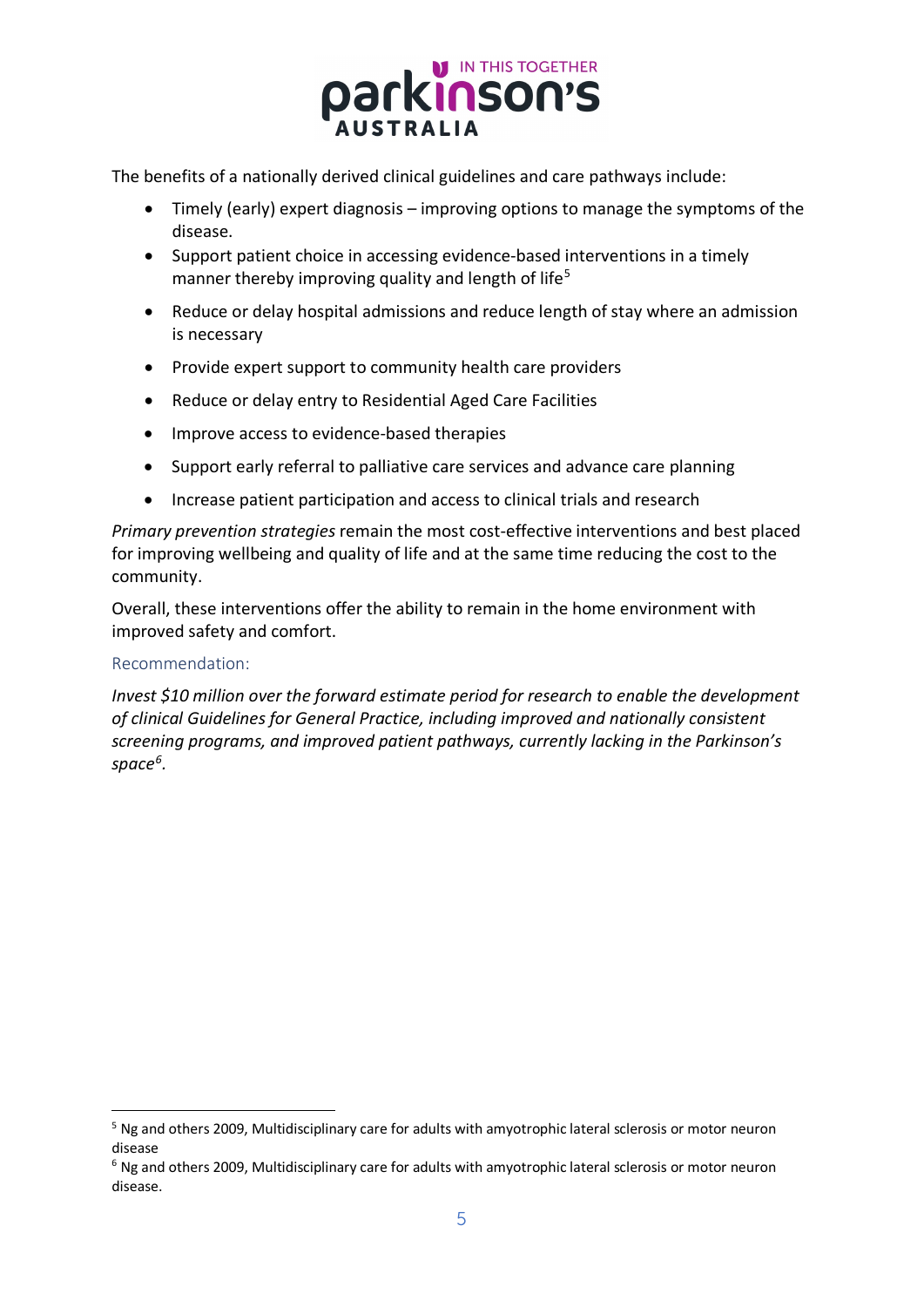The benefits of a nationally derived clinical guidelines and care pathways include:

- Timely (early) expert diagnosis – improving options to manage the symptoms of the disease.
- Support patient choice in accessing evidence-based interventions in a timely manner thereby improving quality and length of life[5]
- Reduce or delay hospital admissions and reduce length of stay where an admission is necessary
- Provide expert support to community health care providers
- Reduce or delay entry to Residential Aged Care Facilities
- Improve access to evidence-based therapies
- Support early referral to palliative care services and advance care planning
- Increase patient participation and access to clinical trials and research

*Primary prevention strategies* remain the most cost-effective interventions and best placed for improving wellbeing and quality of life and at the same time reducing the cost to the community.

Overall, these interventions offer the ability to remain in the home environment with improved safety and comfort.

### Recommendation:

*Invest $10 million over the forward estimate period for research to enable the development of clinical Guidelines for General Practice, including improved and nationally consistent screening programs, and improved patient pathways, currently lacking in the Parkinson's space[6].*

---

[5] Ng and others 2009, Multidisciplinary care for adults with amyotrophic lateral sclerosis or motor neuron disease

[6] Ng and others 2009, Multidisciplinary care for adults with amyotrophic lateral sclerosis or motor neuron disease.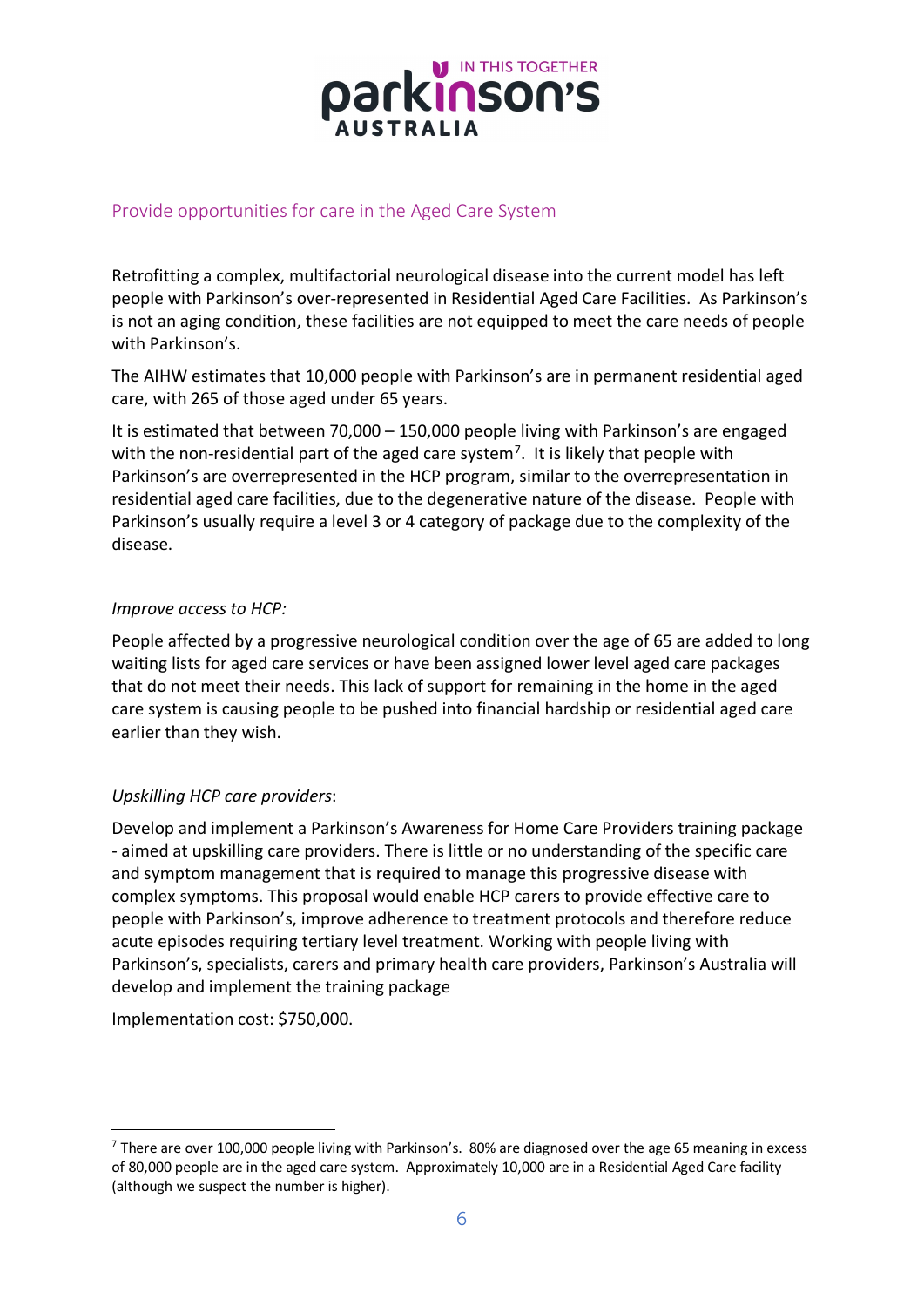## Provide opportunities for care in the Aged Care System

Retrofitting a complex, multifactorial neurological disease into the current model has left people with Parkinson's over-represented in Residential Aged Care Facilities. As Parkinson's is not an aging condition, these facilities are not equipped to meet the care needs of people with Parkinson's.

The AIHW estimates that 10,000 people with Parkinson's are in permanent residential aged care, with 265 of those aged under 65 years.

It is estimated that between 70,000 – 150,000 people living with Parkinson's are engaged with the non-residential part of the aged care system[7]. It is likely that people with Parkinson's are overrepresented in the HCP program, similar to the overrepresentation in residential aged care facilities, due to the degenerative nature of the disease. People with Parkinson's usually require a level 3 or 4 category of package due to the complexity of the disease.

*Improve access to HCP:*

People affected by a progressive neurological condition over the age of 65 are added to long waiting lists for aged care services or have been assigned lower level aged care packages that do not meet their needs. This lack of support for remaining in the home in the aged care system is causing people to be pushed into financial hardship or residential aged care earlier than they wish.

*Upskilling HCP care providers*:

Develop and implement a Parkinson's Awareness for Home Care Providers training package - aimed at upskilling care providers. There is little or no understanding of the specific care and symptom management that is required to manage this progressive disease with complex symptoms. This proposal would enable HCP carers to provide effective care to people with Parkinson's, improve adherence to treatment protocols and therefore reduce acute episodes requiring tertiary level treatment. Working with people living with Parkinson's, specialists, carers and primary health care providers, Parkinson's Australia will develop and implement the training package

Implementation cost: $750,000.

[7] There are over 100,000 people living with Parkinson's. 80% are diagnosed over the age 65 meaning in excess of 80,000 people are in the aged care system. Approximately 10,000 are in a Residential Aged Care facility (although we suspect the number is higher).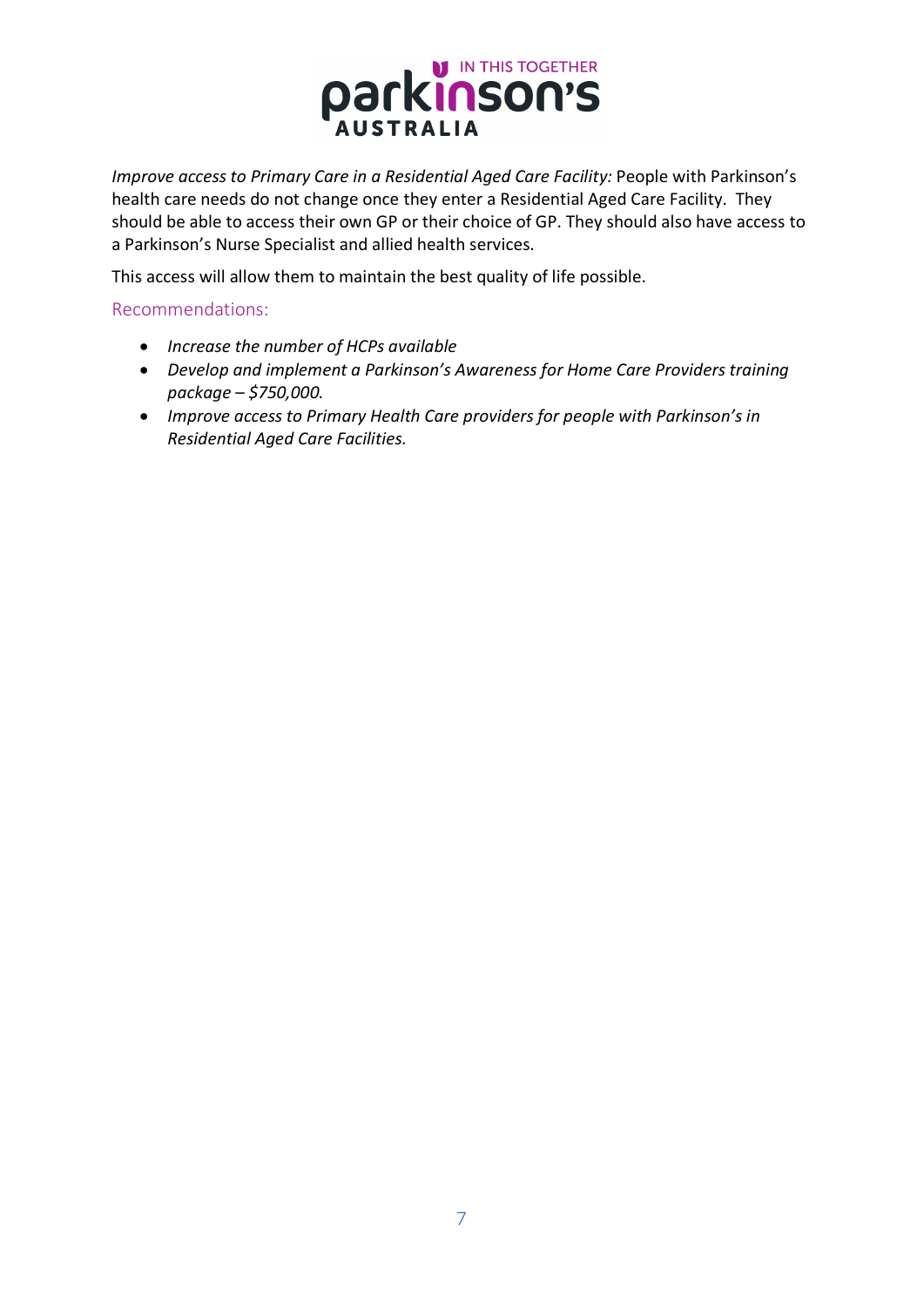*Improve access to Primary Care in a Residential Aged Care Facility:* People with Parkinson's health care needs do not change once they enter a Residential Aged Care Facility. They should be able to access their own GP or their choice of GP. They should also have access to a Parkinson's Nurse Specialist and allied health services.

This access will allow them to maintain the best quality of life possible.

## Recommendations:

- *Increase the number of HCPs available*
- *Develop and implement a Parkinson's Awareness for Home Care Providers training package – $750,000.*
- *Improve access to Primary Health Care providers for people with Parkinson's in Residential Aged Care Facilities.*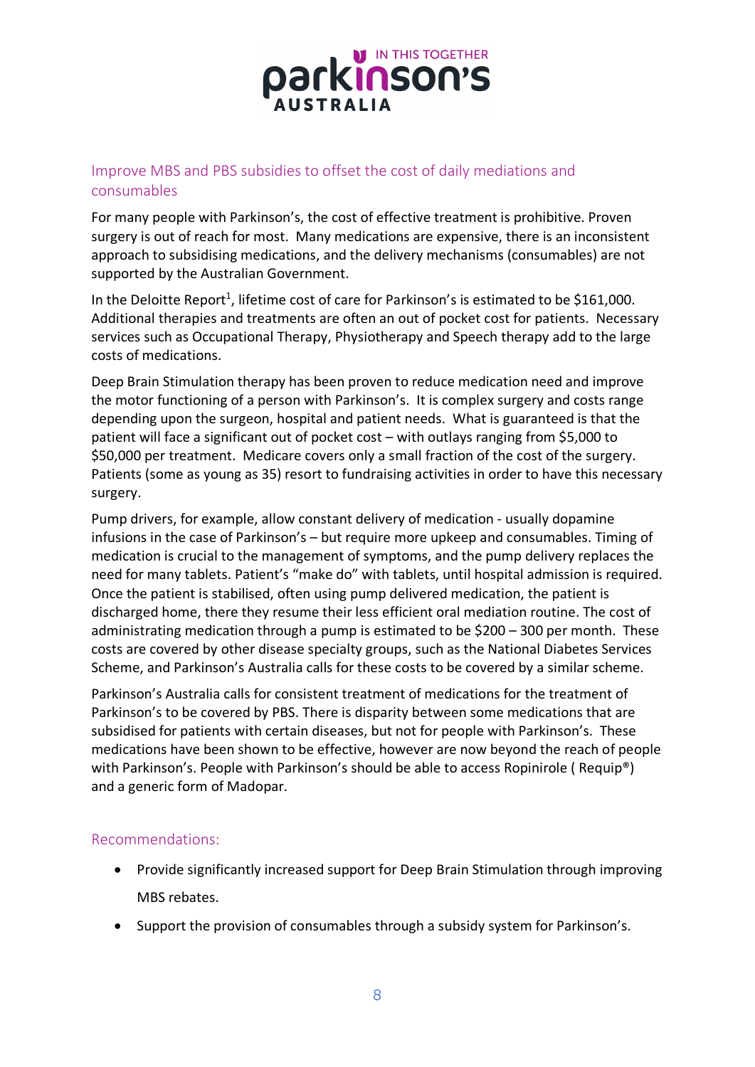## Improve MBS and PBS subsidies to offset the cost of daily mediations and consumables

For many people with Parkinson's, the cost of effective treatment is prohibitive. Proven surgery is out of reach for most. Many medications are expensive, there is an inconsistent approach to subsidising medications, and the delivery mechanisms (consumables) are not supported by the Australian Government.

In the Deloitte Report[1], lifetime cost of care for Parkinson's is estimated to be $161,000. Additional therapies and treatments are often an out of pocket cost for patients. Necessary services such as Occupational Therapy, Physiotherapy and Speech therapy add to the large costs of medications.

Deep Brain Stimulation therapy has been proven to reduce medication need and improve the motor functioning of a person with Parkinson's. It is complex surgery and costs range depending upon the surgeon, hospital and patient needs. What is guaranteed is that the patient will face a significant out of pocket cost – with outlays ranging from $5,000 to $50,000 per treatment. Medicare covers only a small fraction of the cost of the surgery. Patients (some as young as 35) resort to fundraising activities in order to have this necessary surgery.

Pump drivers, for example, allow constant delivery of medication - usually dopamine infusions in the case of Parkinson's – but require more upkeep and consumables. Timing of medication is crucial to the management of symptoms, and the pump delivery replaces the need for many tablets. Patient's "make do" with tablets, until hospital admission is required. Once the patient is stabilised, often using pump delivered medication, the patient is discharged home, there they resume their less efficient oral mediation routine. The cost of administrating medication through a pump is estimated to be $200 – 300 per month. These costs are covered by other disease specialty groups, such as the National Diabetes Services Scheme, and Parkinson's Australia calls for these costs to be covered by a similar scheme.

Parkinson's Australia calls for consistent treatment of medications for the treatment of Parkinson's to be covered by PBS. There is disparity between some medications that are subsidised for patients with certain diseases, but not for people with Parkinson's. These medications have been shown to be effective, however are now beyond the reach of people with Parkinson's. People with Parkinson's should be able to access Ropinirole ( Requip®) and a generic form of Madopar.

### Recommendations:

- Provide significantly increased support for Deep Brain Stimulation through improving MBS rebates.
- Support the provision of consumables through a subsidy system for Parkinson's.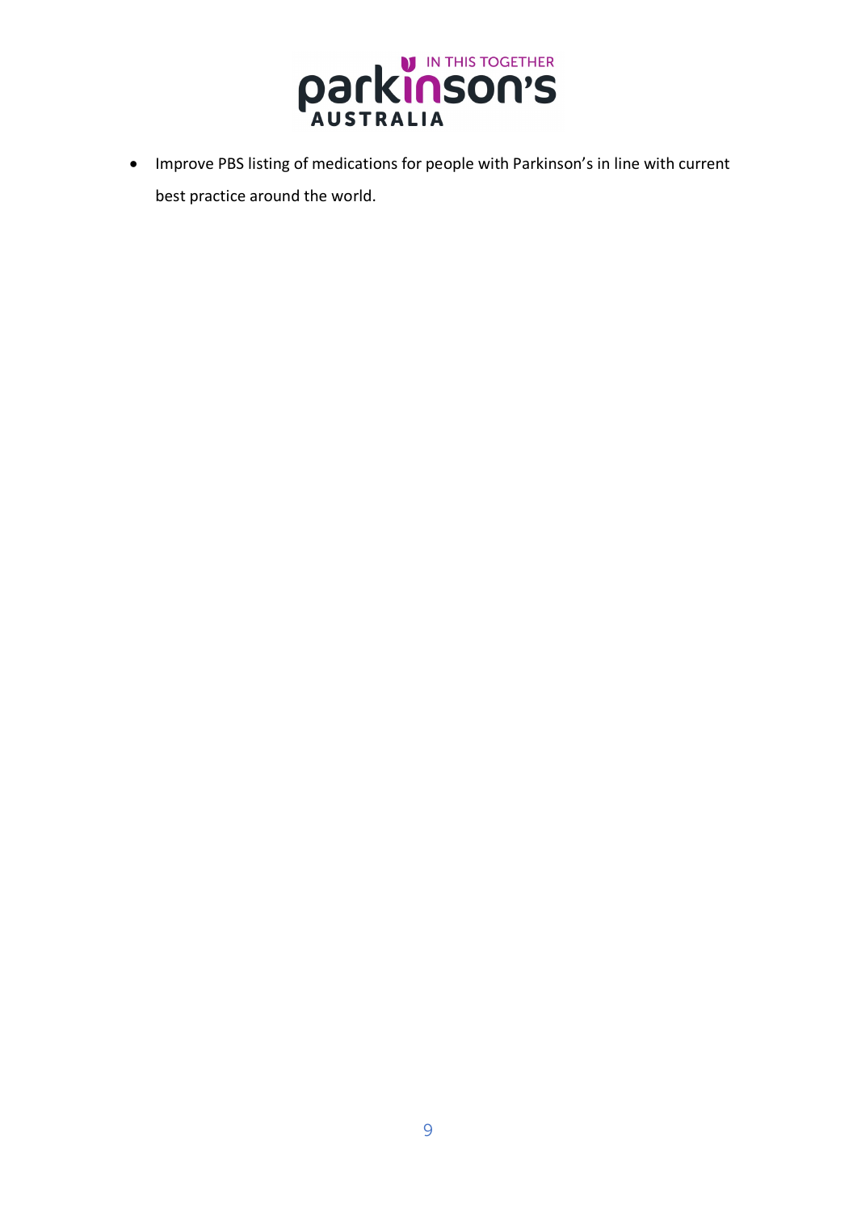- Improve PBS listing of medications for people with Parkinson's in line with current best practice around the world.